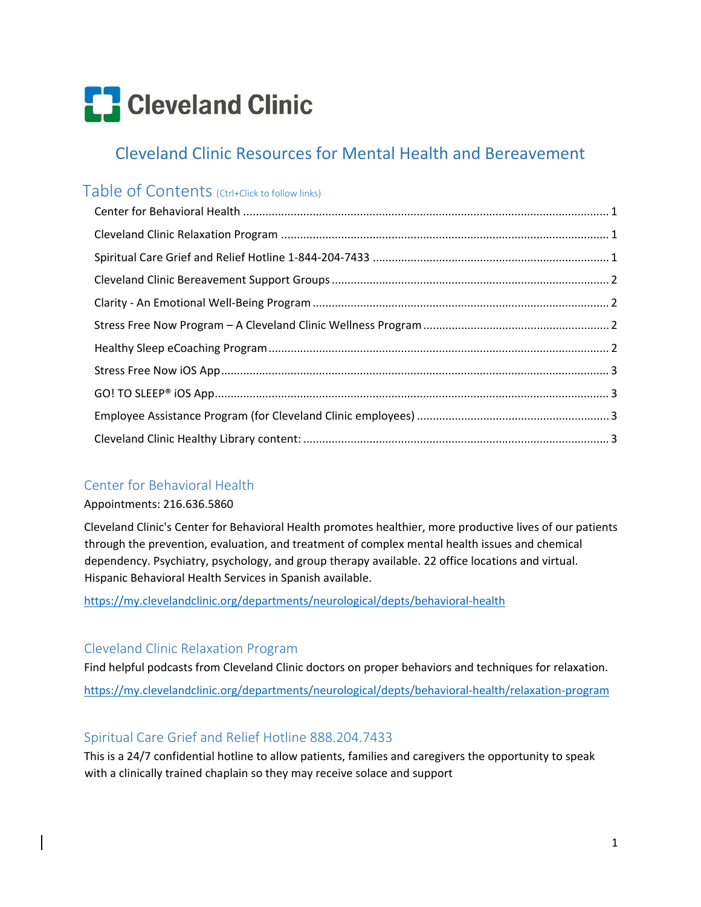Cleveland Clinic

# Cleveland Clinic Resources for Mental Health and Bereavement

## Table of Contents (Ctrl+Click to follow links)

- Center for Behavioral Health ..... 1
- Cleveland Clinic Relaxation Program ..... 1
- Spiritual Care Grief and Relief Hotline 1-844-204-7433 ..... 1
- Cleveland Clinic Bereavement Support Groups ..... 2
- Clarity - An Emotional Well-Being Program ..... 2
- Stress Free Now Program – A Cleveland Clinic Wellness Program ..... 2
- Healthy Sleep eCoaching Program ..... 2
- Stress Free Now iOS App ..... 3
- GO! TO SLEEP® iOS App ..... 3
- Employee Assistance Program (for Cleveland Clinic employees) ..... 3
- Cleveland Clinic Healthy Library content: ..... 3

## Center for Behavioral Health

Appointments: 216.636.5860

Cleveland Clinic's Center for Behavioral Health promotes healthier, more productive lives of our patients through the prevention, evaluation, and treatment of complex mental health issues and chemical dependency. Psychiatry, psychology, and group therapy available. 22 office locations and virtual. Hispanic Behavioral Health Services in Spanish available.

https://my.clevelandclinic.org/departments/neurological/depts/behavioral-health

## Cleveland Clinic Relaxation Program

Find helpful podcasts from Cleveland Clinic doctors on proper behaviors and techniques for relaxation.

https://my.clevelandclinic.org/departments/neurological/depts/behavioral-health/relaxation-program

## Spiritual Care Grief and Relief Hotline 888.204.7433

This is a 24/7 confidential hotline to allow patients, families and caregivers the opportunity to speak with a clinically trained chaplain so they may receive solace and support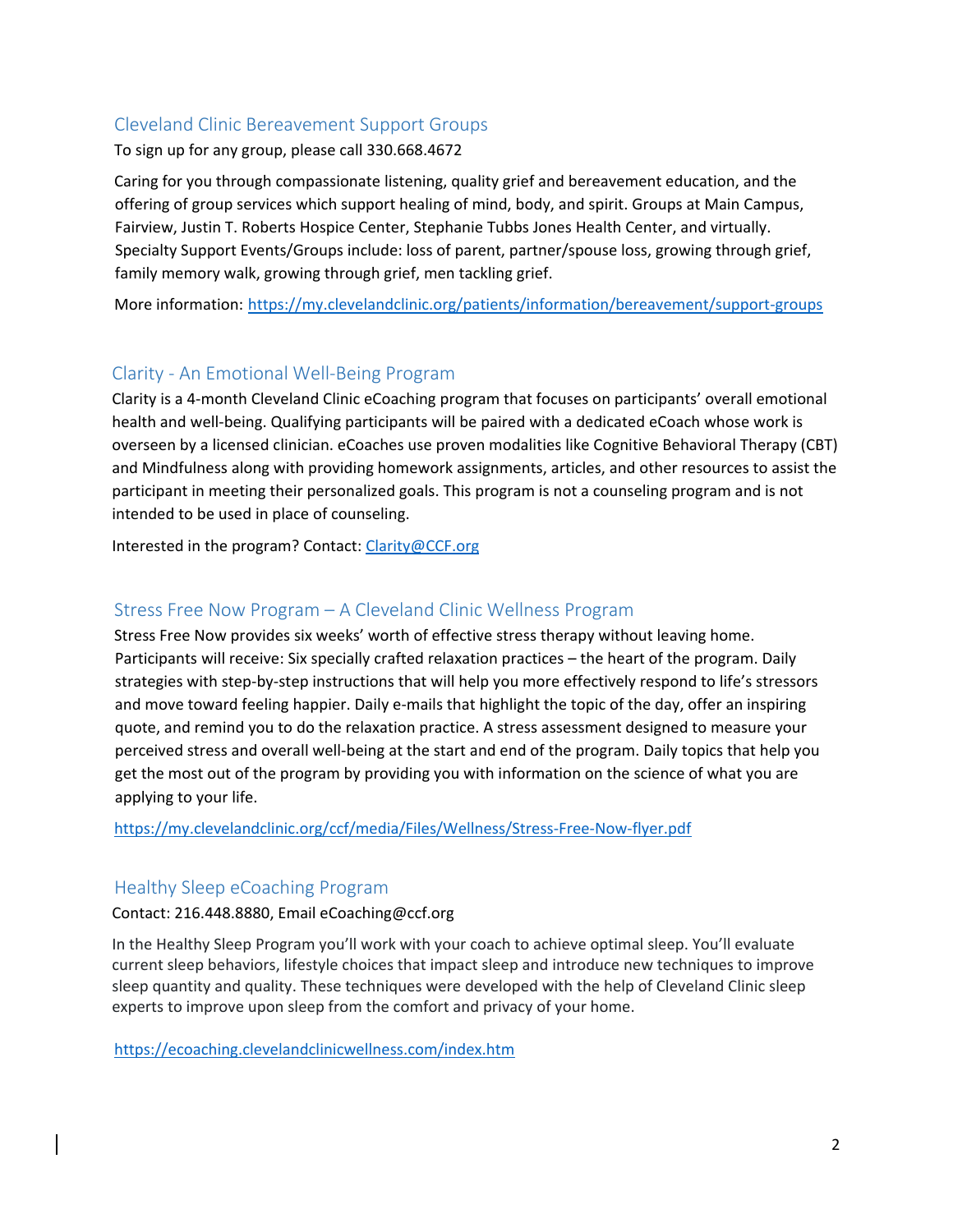## Cleveland Clinic Bereavement Support Groups

To sign up for any group, please call 330.668.4672

Caring for you through compassionate listening, quality grief and bereavement education, and the offering of group services which support healing of mind, body, and spirit. Groups at Main Campus, Fairview, Justin T. Roberts Hospice Center, Stephanie Tubbs Jones Health Center, and virtually. Specialty Support Events/Groups include: loss of parent, partner/spouse loss, growing through grief, family memory walk, growing through grief, men tackling grief.

More information: https://my.clevelandclinic.org/patients/information/bereavement/support-groups

## Clarity - An Emotional Well-Being Program

Clarity is a 4-month Cleveland Clinic eCoaching program that focuses on participants' overall emotional health and well-being. Qualifying participants will be paired with a dedicated eCoach whose work is overseen by a licensed clinician. eCoaches use proven modalities like Cognitive Behavioral Therapy (CBT) and Mindfulness along with providing homework assignments, articles, and other resources to assist the participant in meeting their personalized goals. This program is not a counseling program and is not intended to be used in place of counseling.

Interested in the program? Contact: Clarity@CCF.org

## Stress Free Now Program – A Cleveland Clinic Wellness Program

Stress Free Now provides six weeks' worth of effective stress therapy without leaving home. Participants will receive: Six specially crafted relaxation practices – the heart of the program. Daily strategies with step-by-step instructions that will help you more effectively respond to life's stressors and move toward feeling happier. Daily e-mails that highlight the topic of the day, offer an inspiring quote, and remind you to do the relaxation practice. A stress assessment designed to measure your perceived stress and overall well-being at the start and end of the program. Daily topics that help you get the most out of the program by providing you with information on the science of what you are applying to your life.

https://my.clevelandclinic.org/ccf/media/Files/Wellness/Stress-Free-Now-flyer.pdf

## Healthy Sleep eCoaching Program

Contact: 216.448.8880, Email eCoaching@ccf.org

In the Healthy Sleep Program you'll work with your coach to achieve optimal sleep. You'll evaluate current sleep behaviors, lifestyle choices that impact sleep and introduce new techniques to improve sleep quantity and quality. These techniques were developed with the help of Cleveland Clinic sleep experts to improve upon sleep from the comfort and privacy of your home.

https://ecoaching.clevelandclinicwellness.com/index.htm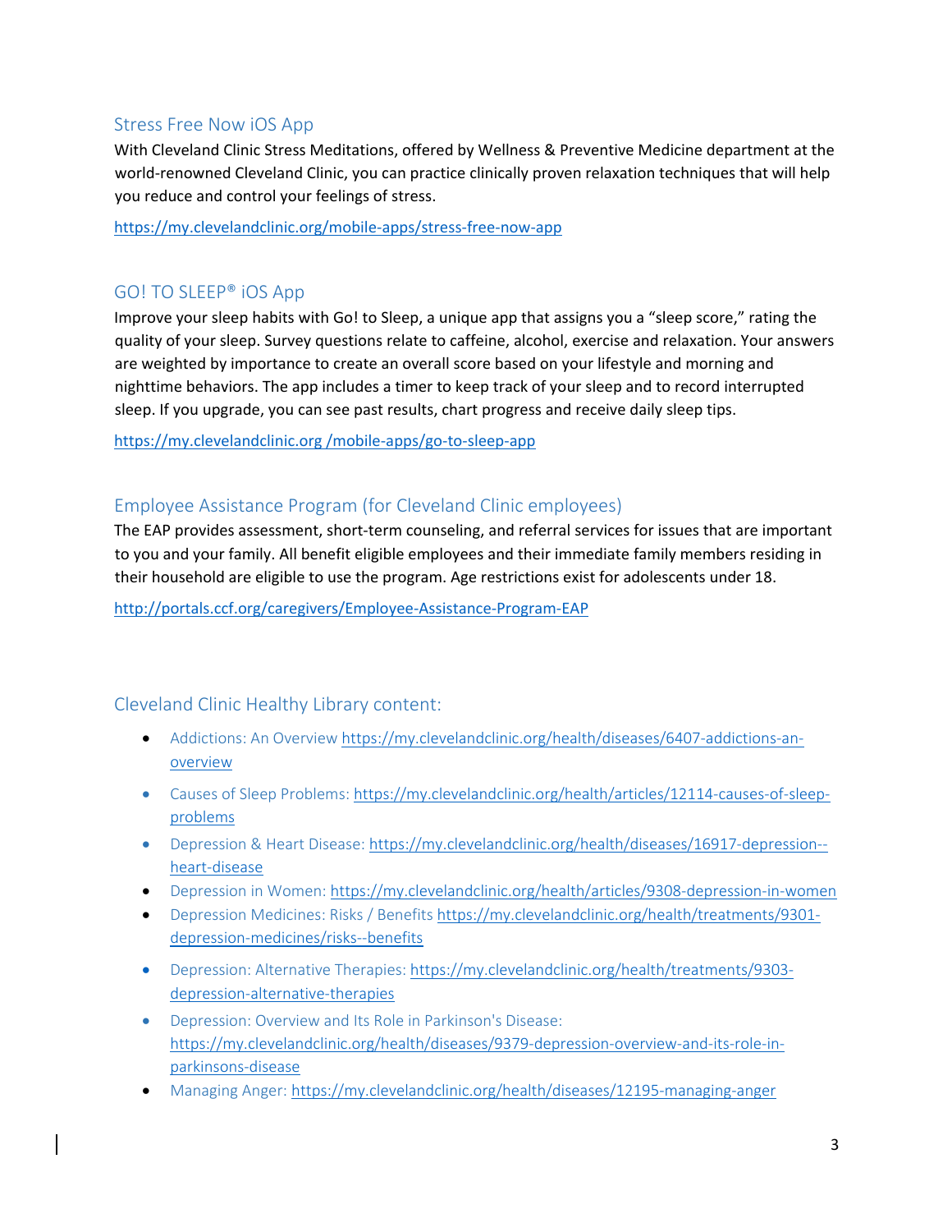## Stress Free Now iOS App

With Cleveland Clinic Stress Meditations, offered by Wellness & Preventive Medicine department at the world-renowned Cleveland Clinic, you can practice clinically proven relaxation techniques that will help you reduce and control your feelings of stress.

https://my.clevelandclinic.org/mobile-apps/stress-free-now-app

## GO! TO SLEEP® iOS App

Improve your sleep habits with Go! to Sleep, a unique app that assigns you a "sleep score," rating the quality of your sleep. Survey questions relate to caffeine, alcohol, exercise and relaxation. Your answers are weighted by importance to create an overall score based on your lifestyle and morning and nighttime behaviors. The app includes a timer to keep track of your sleep and to record interrupted sleep. If you upgrade, you can see past results, chart progress and receive daily sleep tips.

https://my.clevelandclinic.org /mobile-apps/go-to-sleep-app

## Employee Assistance Program (for Cleveland Clinic employees)

The EAP provides assessment, short-term counseling, and referral services for issues that are important to you and your family. All benefit eligible employees and their immediate family members residing in their household are eligible to use the program. Age restrictions exist for adolescents under 18.

http://portals.ccf.org/caregivers/Employee-Assistance-Program-EAP

## Cleveland Clinic Healthy Library content:

- Addictions: An Overview https://my.clevelandclinic.org/health/diseases/6407-addictions-an-overview
- Causes of Sleep Problems: https://my.clevelandclinic.org/health/articles/12114-causes-of-sleep-problems
- Depression & Heart Disease: https://my.clevelandclinic.org/health/diseases/16917-depression--heart-disease
- Depression in Women: https://my.clevelandclinic.org/health/articles/9308-depression-in-women
- Depression Medicines: Risks / Benefits https://my.clevelandclinic.org/health/treatments/9301-depression-medicines/risks--benefits
- Depression: Alternative Therapies: https://my.clevelandclinic.org/health/treatments/9303-depression-alternative-therapies
- Depression: Overview and Its Role in Parkinson's Disease: https://my.clevelandclinic.org/health/diseases/9379-depression-overview-and-its-role-in-parkinsons-disease
- Managing Anger: https://my.clevelandclinic.org/health/diseases/12195-managing-anger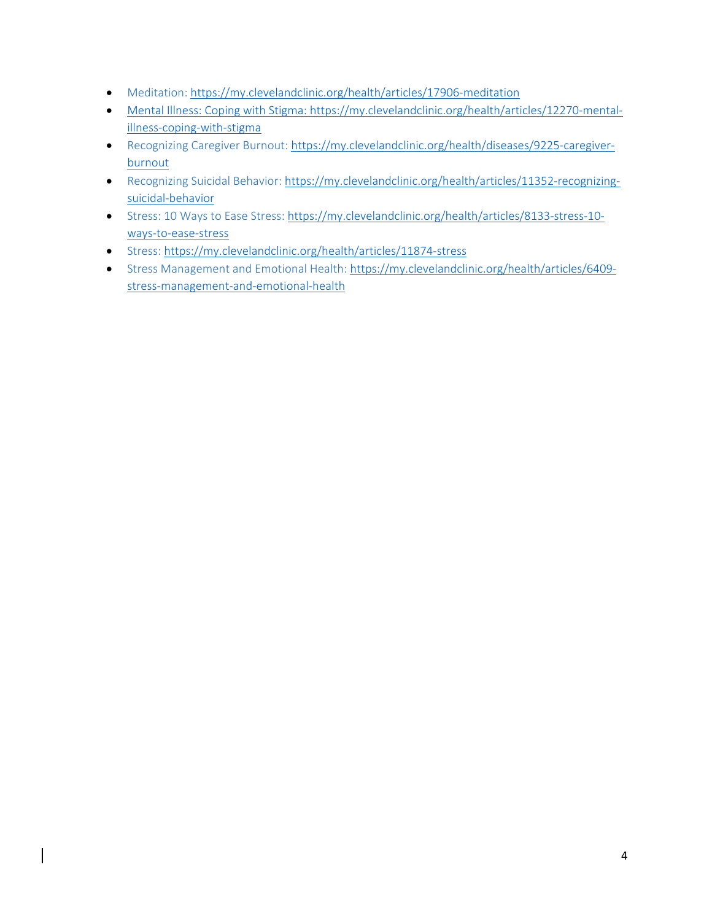- Meditation: https://my.clevelandclinic.org/health/articles/17906-meditation
- Mental Illness: Coping with Stigma: https://my.clevelandclinic.org/health/articles/12270-mental-illness-coping-with-stigma
- Recognizing Caregiver Burnout: https://my.clevelandclinic.org/health/diseases/9225-caregiver-burnout
- Recognizing Suicidal Behavior: https://my.clevelandclinic.org/health/articles/11352-recognizing-suicidal-behavior
- Stress: 10 Ways to Ease Stress: https://my.clevelandclinic.org/health/articles/8133-stress-10-ways-to-ease-stress
- Stress: https://my.clevelandclinic.org/health/articles/11874-stress
- Stress Management and Emotional Health: https://my.clevelandclinic.org/health/articles/6409-stress-management-and-emotional-health